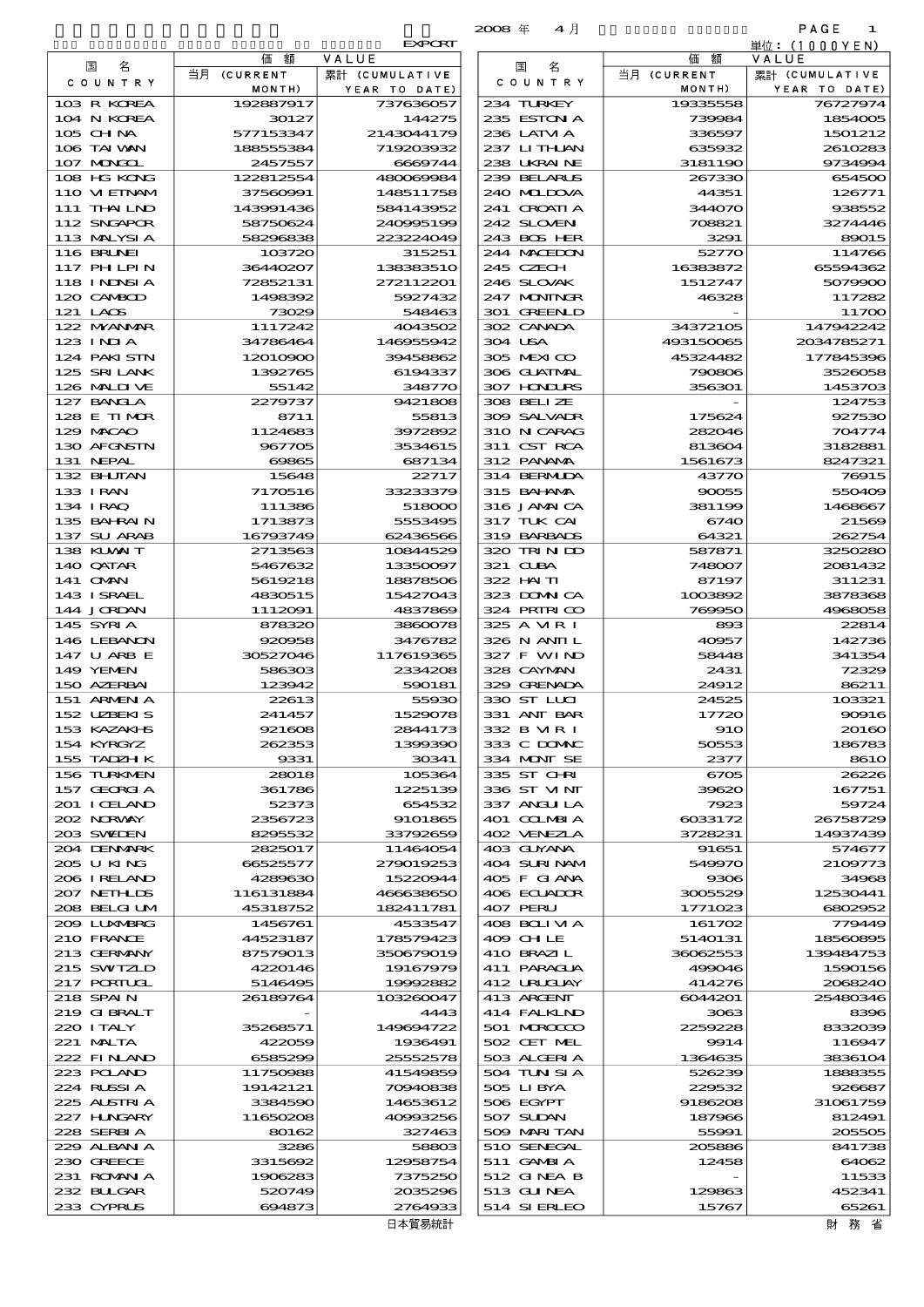EXPORT

2008 年 4 月

単位：(1000YEN)

| 国 名 COUNTRY | 価 額 VALUE 当月 (CURRENT MONTH) | 累計 (CUMULATIVE YEAR TO DATE) | 国 名 COUNTRY | 価 額 VALUE 当月 (CURRENT MONTH) | 累計 (CUMULATIVE YEAR TO DATE) |
|---|---|---|---|---|---|
| 103 R KOREA | 192887917 | 737636057 | 234 TURKEY | 19335558 | 76727974 |
| 104 N KOREA | 30127 | 144275 | 235 ESTONIA | 739984 | 1854005 |
| 105 CHINA | 577153347 | 2143044179 | 236 LATVIA | 336597 | 1501212 |
| 106 TAIWAN | 188555384 | 719203932 | 237 LITHUAN | 635932 | 2610283 |
| 107 MONGOL | 2457557 | 6669744 | 238 UKRAINE | 3181190 | 9734994 |
| 108 HG KONG | 122812554 | 480069984 | 239 BELARUS | 267330 | 654500 |
| 110 VIETNAM | 37560991 | 148511758 | 240 MOLDOVA | 44351 | 126771 |
| 111 THAILND | 143991436 | 584143952 | 241 CROATIA | 344070 | 938552 |
| 112 SNGAPOR | 58750624 | 240995199 | 242 SLOVEN | 708821 | 3274446 |
| 113 MALYSIA | 58296838 | 223224049 | 243 BOS HER | 3291 | 89015 |
| 116 BRUNEI | 103720 | 315251 | 244 MACEDON | 52770 | 114766 |
| 117 PHILPIN | 36440207 | 138383510 | 245 CZECH | 16383872 | 65594362 |
| 118 INDNSIA | 72852131 | 272112201 | 246 SLOVAK | 1512747 | 5079900 |
| 120 CAMBOD | 1498392 | 5927432 | 247 MONTNGR | 46328 | 117282 |
| 121 LAOS | 73029 | 548463 | 301 GREENLD | - | 11700 |
| 122 MYANMAR | 1117242 | 4043502 | 302 CANADA | 34372105 | 147942242 |
| 123 INDIA | 34786464 | 146955942 | 304 USA | 493150065 | 2034785271 |
| 124 PAKISTN | 12010900 | 39458862 | 305 MEXICO | 45324482 | 177845396 |
| 125 SRI LANK | 1392765 | 6194337 | 306 GUATMAL | 790806 | 3526058 |
| 126 MALDIVE | 55142 | 348770 | 307 HONDURS | 356301 | 1453703 |
| 127 BANGLA | 2279737 | 9421808 | 308 BELIZE | - | 124753 |
| 128 E TIMOR | 8711 | 55813 | 309 SALVADR | 175624 | 927530 |
| 129 MACAO | 1124683 | 3972892 | 310 NICARAG | 282046 | 704774 |
| 130 AFGNSTN | 967705 | 3534615 | 311 CST RCA | 813604 | 3182881 |
| 131 NEPAL | 69865 | 687134 | 312 PANAMA | 1561673 | 8247321 |
| 132 BHUTAN | 15648 | 22717 | 314 BERMUDA | 43770 | 76915 |
| 133 IRAN | 7170516 | 33233379 | 315 BAHAMA | 90055 | 550409 |
| 134 IRAQ | 111386 | 518000 | 316 JAMAICA | 381199 | 1468667 |
| 135 BAHRAIN | 1713873 | 5553495 | 317 TUK CAI | 6740 | 21569 |
| 137 SU ARAB | 16793749 | 62436566 | 319 BARBADS | 64321 | 262754 |
| 138 KUWAIT | 2713563 | 10844529 | 320 TRINIDD | 587871 | 3250280 |
| 140 QATAR | 5467632 | 13350097 | 321 CUBA | 748007 | 2081432 |
| 141 OMAN | 5619218 | 18878506 | 322 HAITI | 87197 | 311231 |
| 143 ISRAEL | 4830515 | 15427043 | 323 DOMNICA | 1003892 | 3878368 |
| 144 JORDAN | 1112091 | 4837869 | 324 PRTRICO | 769950 | 4968058 |
| 145 SYRIA | 878320 | 3860078 | 325 A VIRI | 893 | 22814 |
| 146 LEBANON | 920958 | 3476782 | 326 N ANTIL | 40957 | 142736 |
| 147 U ARB E | 30527046 | 117619365 | 327 F WIND | 58448 | 341354 |
| 149 YEMEN | 586303 | 2334208 | 328 CAYMAN | 2431 | 72329 |
| 150 AZERBAI | 123942 | 590181 | 329 GRENADA | 24912 | 86211 |
| 151 ARMENIA | 22613 | 55930 | 330 ST LUCI | 24525 | 103321 |
| 152 UZBEKIS | 241457 | 1529078 | 331 ANT BAR | 17720 | 90916 |
| 153 KAZAKHS | 921608 | 2844173 | 332 B VIRI | 910 | 20160 |
| 154 KYRGYZ | 262353 | 1399390 | 333 C DOMNC | 50553 | 186783 |
| 155 TADZHIK | 9331 | 30341 | 334 MONT SE | 2377 | 8610 |
| 156 TURKMEN | 28018 | 105364 | 335 ST CHRI | 6705 | 26226 |
| 157 GEORGIA | 361786 | 1225139 | 336 ST VINT | 39620 | 167751 |
| 201 ICELAND | 52373 | 654532 | 337 ANGUILA | 7923 | 59724 |
| 202 NORWAY | 2356723 | 9101865 | 401 COLMBIA | 6033172 | 26758729 |
| 203 SWEDEN | 8295532 | 33792659 | 402 VENEZLA | 3728231 | 14937439 |
| 204 DENMARK | 2825017 | 11464054 | 403 GUYANA | 91651 | 574677 |
| 205 U KING | 66525577 | 279019253 | 404 SURINAM | 549970 | 2109773 |
| 206 IRELAND | 4289630 | 15220944 | 405 F GIANA | 9306 | 34968 |
| 207 NETHLDS | 116131884 | 466638650 | 406 ECUADOR | 3005529 | 12530441 |
| 208 BELGIUM | 45318752 | 182411781 | 407 PERU | 1771023 | 6802952 |
| 209 LUXMBRG | 1456761 | 4533547 | 408 BOLIVIA | 161702 | 779449 |
| 210 FRANCE | 44523187 | 178579423 | 409 CHILE | 5140131 | 18560895 |
| 213 GERMANY | 87579013 | 350679019 | 410 BRAZIL | 36062553 | 139484753 |
| 215 SWITZLD | 4220146 | 19167979 | 411 PARAGUA | 499046 | 1590156 |
| 217 PORTUGL | 5146495 | 19992882 | 412 URUGUAY | 414276 | 2068240 |
| 218 SPAIN | 26189764 | 103260047 | 413 ARGENT | 6044201 | 25480346 |
| 219 GIBRALT | - | 4443 | 414 FALKLND | 3063 | 8396 |
| 220 ITALY | 35268571 | 149694722 | 501 MOROCCO | 2259228 | 8332039 |
| 221 MALTA | 422059 | 1936491 | 502 CET MEL | 9914 | 116947 |
| 222 FINLAND | 6585299 | 25552578 | 503 ALGERIA | 1364635 | 3836104 |
| 223 POLAND | 11750988 | 41549859 | 504 TUNISIA | 526239 | 1888355 |
| 224 RUSSIA | 19142121 | 70940838 | 505 LIBYA | 229532 | 926687 |
| 225 AUSTRIA | 3384590 | 14653612 | 506 EGYPT | 9186208 | 31061759 |
| 227 HUNGARY | 11650208 | 40993256 | 507 SUDAN | 187966 | 812491 |
| 228 SERBIA | 80162 | 327463 | 509 MARITAN | 55991 | 205505 |
| 229 ALBANIA | 3286 | 58803 | 510 SENEGAL | 205886 | 841738 |
| 230 GREECE | 3315692 | 12958754 | 511 GAMBIA | 12458 | 64062 |
| 231 ROMANIA | 1906283 | 7375250 | 512 GINEA B | - | 11533 |
| 232 BULGAR | 520749 | 2035296 | 513 GUINEA | 129863 | 452341 |
| 233 CYPRUS | 694873 | 2764933 | 514 SIERLEO | 15767 | 65261 |

日本貿易統計　　財 務 省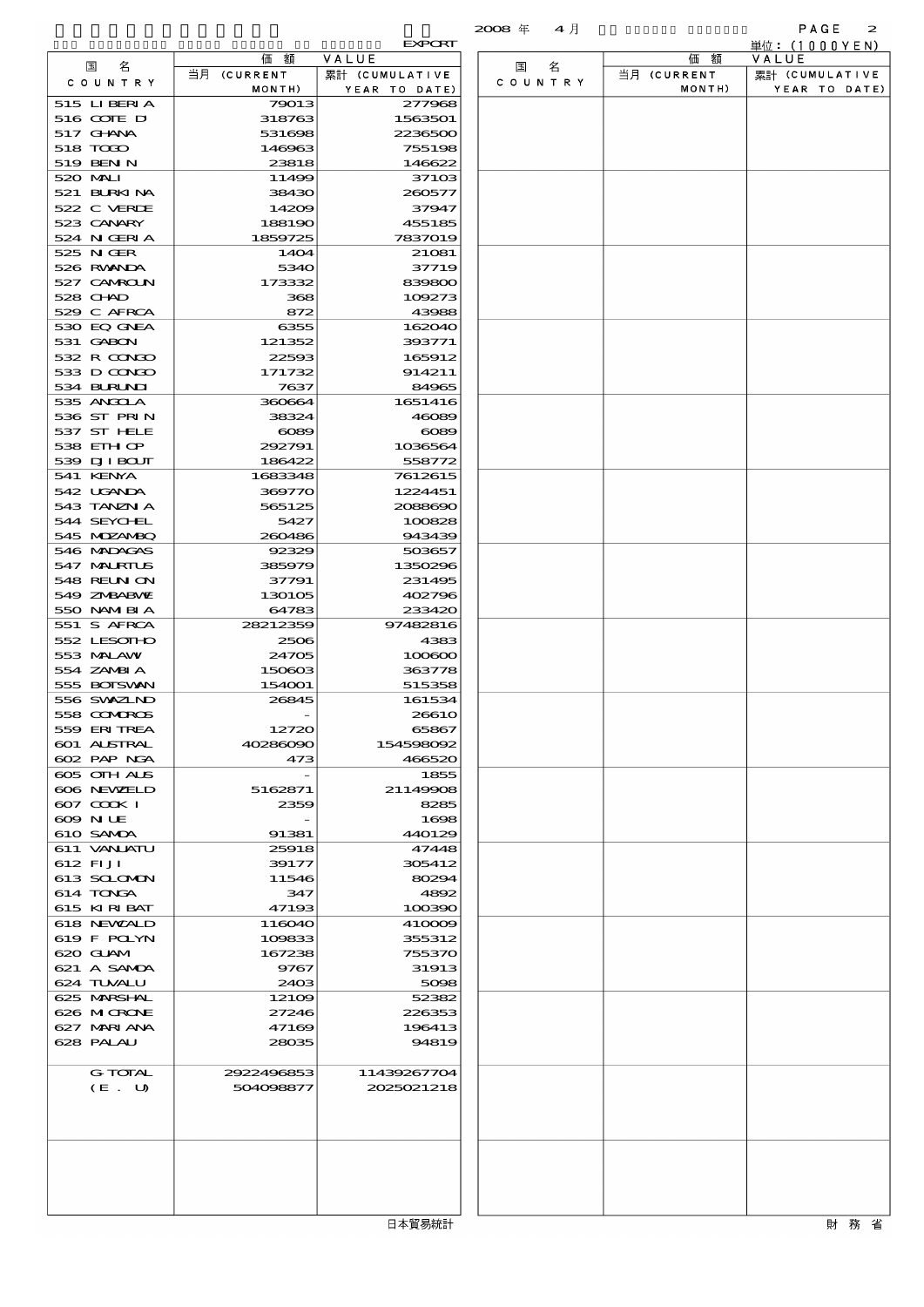EXPORT

2008 年 4 月

単位：(1000YEN)

| 国名 COUNTRY | 価額 VALUE 当月 (CURRENT MONTH) | 累計 (CUMULATIVE YEAR TO DATE) |
|---|---|---|
| 515 LIBERIA | 79013 | 277968 |
| 516 COTE D | 318763 | 1563501 |
| 517 GHANA | 531698 | 2236500 |
| 518 TOGO | 146963 | 755198 |
| 519 BENIN | 23818 | 146622 |
| 520 MALI | 11499 | 37103 |
| 521 BURKINA | 38430 | 260577 |
| 522 C VERDE | 14209 | 37947 |
| 523 CANARY | 188190 | 455185 |
| 524 NIGERIA | 1859725 | 7837019 |
| 525 NIGER | 1404 | 21081 |
| 526 RWANDA | 5340 | 37719 |
| 527 CAMROUN | 173332 | 839800 |
| 528 CHAD | 368 | 109273 |
| 529 C AFRCA | 872 | 43988 |
| 530 EQ GNEA | 6355 | 162040 |
| 531 GABON | 121352 | 393771 |
| 532 R CONGO | 22593 | 165912 |
| 533 D CONGO | 171732 | 914211 |
| 534 BURUNDI | 7637 | 84965 |
| 535 ANGOLA | 360664 | 1651416 |
| 536 ST PRIN | 38324 | 46089 |
| 537 ST HELE | 6089 | 6089 |
| 538 ETHIOP | 292791 | 1036564 |
| 539 DJIBOUT | 186422 | 558772 |
| 541 KENYA | 1683348 | 7612615 |
| 542 UGANDA | 369770 | 1224451 |
| 543 TANZNIA | 565125 | 2088690 |
| 544 SEYCHEL | 5427 | 100828 |
| 545 MOZAMBQ | 260486 | 943439 |
| 546 MADAGAS | 92329 | 503657 |
| 547 MAURTUS | 385979 | 1350296 |
| 548 REUNION | 37791 | 231495 |
| 549 ZMBABWE | 130105 | 402796 |
| 550 NAMIBIA | 64783 | 233420 |
| 551 S AFRCA | 28212359 | 97482816 |
| 552 LESOTHO | 2506 | 4383 |
| 553 MALAWI | 24705 | 100600 |
| 554 ZAMBIA | 150603 | 363778 |
| 555 BOTSWAN | 154001 | 515358 |
| 556 SWAZLND | 26845 | 161534 |
| 558 COMOROS | - | 26610 |
| 559 ERITREA | 12720 | 65867 |
| 601 AUSTRAL | 40286090 | 154598092 |
| 602 PAP NGA | 473 | 466520 |
| 605 OTH AUS | - | 1855 |
| 606 NEWZELD | 5162871 | 21149908 |
| 607 COOK I | 2359 | 8285 |
| 609 NIUE | - | 1698 |
| 610 SAMOA | 91381 | 440129 |
| 611 VANUATU | 25918 | 47448 |
| 612 FIJI | 39177 | 305412 |
| 613 SOLOMON | 11546 | 80294 |
| 614 TONGA | 347 | 4892 |
| 615 KIRIBAT | 47193 | 100390 |
| 618 NEWCALD | 116040 | 410009 |
| 619 F POLYN | 109833 | 355312 |
| 620 GUAM | 167238 | 755370 |
| 621 A SAMOA | 9767 | 31913 |
| 624 TUVALU | 2403 | 5098 |
| 625 MARSHAL | 12109 | 52382 |
| 626 MICRONE | 27246 | 226353 |
| 627 MARIANA | 47169 | 196413 |
| 628 PALAU | 28035 | 94819 |
| G-TOTAL | 2922496853 | 11439267704 |
| (E. U) | 504098877 | 2025021218 |

日本貿易統計

財務省